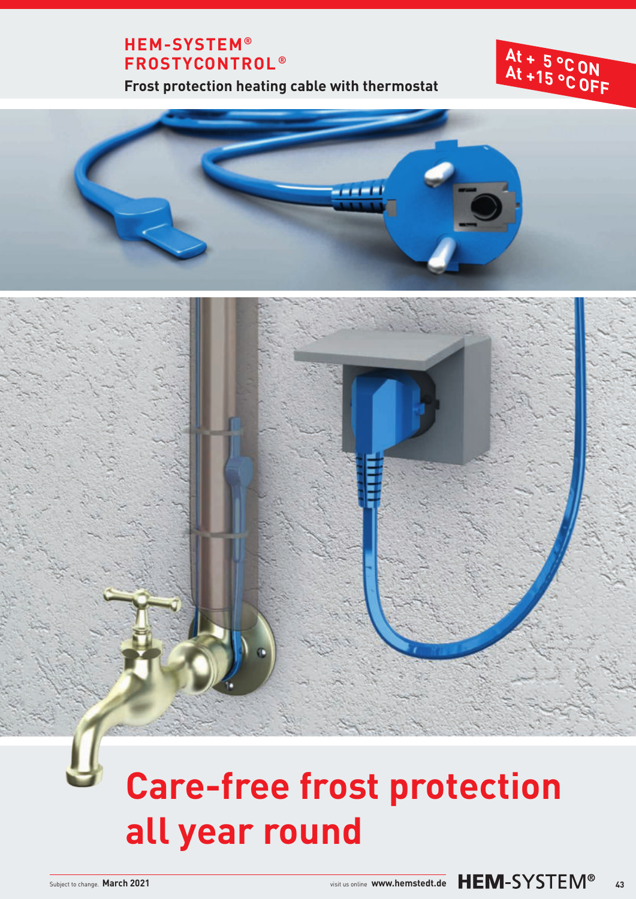# HEM-SYSTEM® FROSTYCONTROL®

**Frost protection heating cable with thermostat**

**At + 5 °C ON**
**At +15 °C OFF**

# Care-free frost protection all year round

Subject to change. **March 2021**

visit us online **www.hemstedt.de**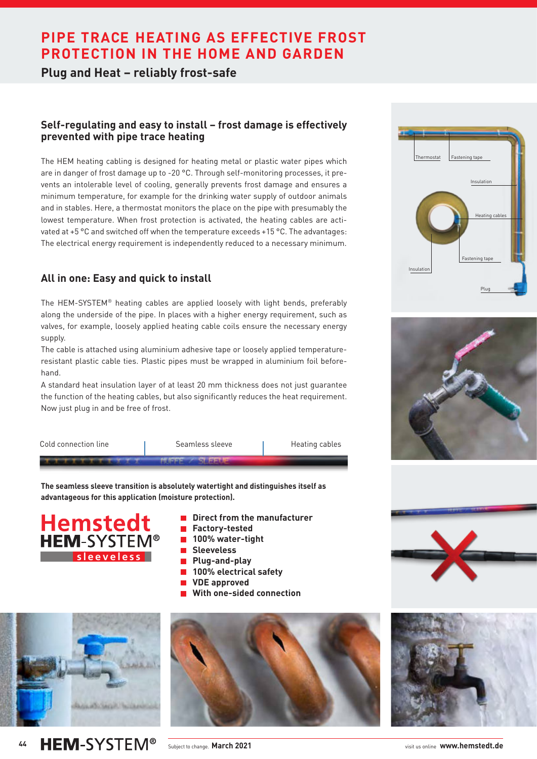# PIPE TRACE HEATING AS EFFECTIVE FROST PROTECTION IN THE HOME AND GARDEN

## Plug and Heat – reliably frost-safe

### Self-regulating and easy to install – frost damage is effectively prevented with pipe trace heating

The HEM heating cabling is designed for heating metal or plastic water pipes which are in danger of frost damage up to -20 °C. Through self-monitoring processes, it prevents an intolerable level of cooling, generally prevents frost damage and ensures a minimum temperature, for example for the drinking water supply of outdoor animals and in stables. Here, a thermostat monitors the place on the pipe with presumably the lowest temperature. When frost protection is activated, the heating cables are activated at +5 °C and switched off when the temperature exceeds +15 °C. The advantages: The electrical energy requirement is independently reduced to a necessary minimum.

### All in one: Easy and quick to install

The HEM-SYSTEM® heating cables are applied loosely with light bends, preferably along the underside of the pipe. In places with a higher energy requirement, such as valves, for example, loosely applied heating cable coils ensure the necessary energy supply.
The cable is attached using aluminium adhesive tape or loosely applied temperature-resistant plastic cable ties. Plastic pipes must be wrapped in aluminium foil beforehand.
A standard heat insulation layer of at least 20 mm thickness does not just guarantee the function of the heating cables, but also significantly reduces the heat requirement. Now just plug in and be free of frost.

Cold connection line | Seamless sleeve | Heating cables

**The seamless sleeve transition is absolutely watertight and distinguishes itself as advantageous for this application (moisture protection).**

Hemstedt HEM-SYSTEM® sleeveless

- Direct from the manufacturer
- Factory-tested
- 100% water-tight
- Sleeveless
- Plug-and-play
- 100% electrical safety
- VDE approved
- With one-sided connection

Thermostat, Fastening tape, Insulation, Heating cables, Fastening tape, Insulation, Plug

Subject to change. March 2021

visit us online www.hemstedt.de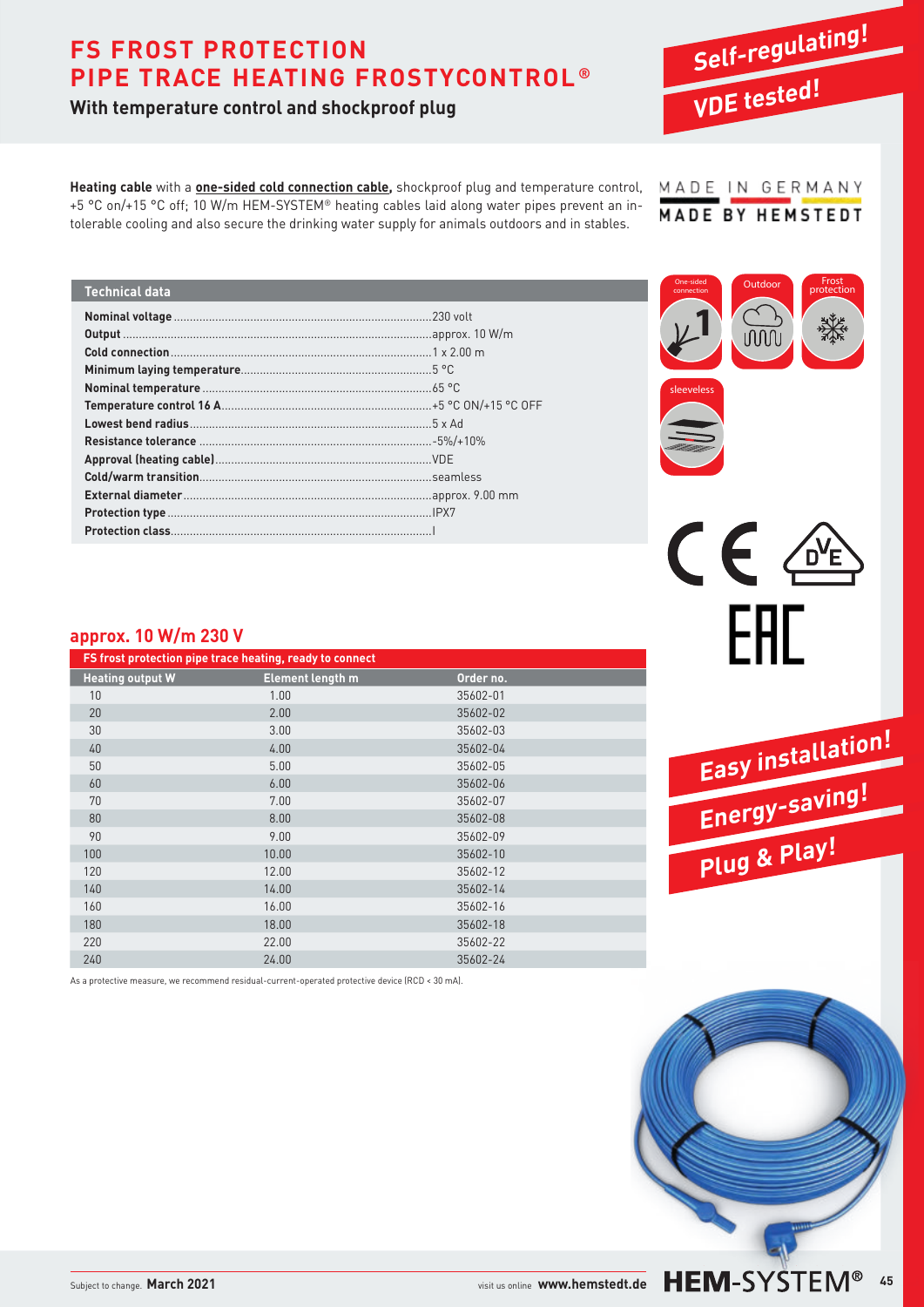# FS FROST PROTECTION PIPE TRACE HEATING FROSTYCONTROL®

**With temperature control and shockproof plug**

Self-regulating!

VDE tested!

**Heating cable** with a **one-sided cold connection cable,** shockproof plug and temperature control, +5 °C on/+15 °C off; 10 W/m HEM-SYSTEM® heating cables laid along water pipes prevent an intolerable cooling and also secure the drinking water supply for animals outdoors and in stables.

MADE IN GERMANY
MADE BY HEMSTEDT

One-sided connection | Outdoor | Frost protection | sleeveless

## Technical data

| | |
|---|---|
| **Nominal voltage** | 230 volt |
| **Output** | approx. 10 W/m |
| **Cold connection** | 1 x 2.00 m |
| **Minimum laying temperature** | 5 °C |
| **Nominal temperature** | 65 °C |
| **Temperature control 16 A** | +5 °C ON/+15 °C OFF |
| **Lowest bend radius** | 5 x Ad |
| **Resistance tolerance** | -5%/+10% |
| **Approval (heating cable)** | VDE |
| **Cold/warm transition** | seamless |
| **External diameter** | approx. 9.00 mm |
| **Protection type** | IPX7 |
| **Protection class** | I |

## approx. 10 W/m 230 V

| FS frost protection pipe trace heating, ready to connect | | |
|---|---|---|
| **Heating output W** | **Element length m** | **Order no.** |
| 10 | 1.00 | 35602-01 |
| 20 | 2.00 | 35602-02 |
| 30 | 3.00 | 35602-03 |
| 40 | 4.00 | 35602-04 |
| 50 | 5.00 | 35602-05 |
| 60 | 6.00 | 35602-06 |
| 70 | 7.00 | 35602-07 |
| 80 | 8.00 | 35602-08 |
| 90 | 9.00 | 35602-09 |
| 100 | 10.00 | 35602-10 |
| 120 | 12.00 | 35602-12 |
| 140 | 14.00 | 35602-14 |
| 160 | 16.00 | 35602-16 |
| 180 | 18.00 | 35602-18 |
| 220 | 22.00 | 35602-22 |
| 240 | 24.00 | 35602-24 |

As a protective measure, we recommend residual-current-operated protective device (RCD < 30 mA).

Easy installation!

Energy-saving!

Plug & Play!

Subject to change. **March 2021** visit us online **www.hemstedt.de** HEM-SYSTEM®